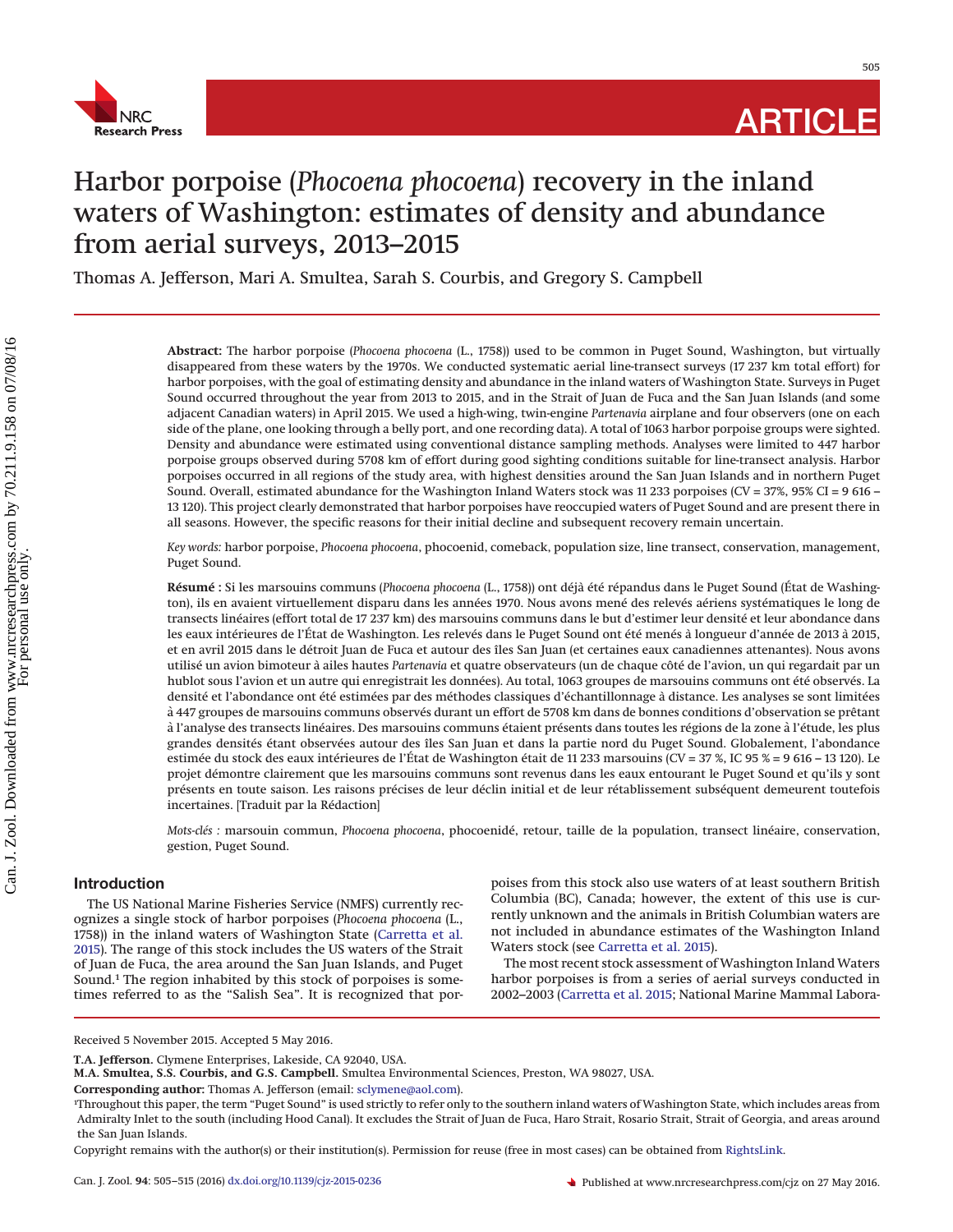# Harbor porpoise (*Phocoena phocoena*) recovery in the inland waters of Washington: estimates of density and abundance from aerial surveys, 2013–2015

Thomas A. Jefferson, Mari A. Smultea, Sarah S. Courbis, and Gregory S. Campbell

**Abstract:** The harbor porpoise (*Phocoena phocoena* (L., 1758)) used to be common in Puget Sound, Washington, but virtually disappeared from these waters by the 1970s. We conducted systematic aerial line-transect surveys (17 237 km total effort) for harbor porpoises, with the goal of estimating density and abundance in the inland waters of Washington State. Surveys in Puget Sound occurred throughout the year from 2013 to 2015, and in the Strait of Juan de Fuca and the San Juan Islands (and some adjacent Canadian waters) in April 2015. We used a high-wing, twin-engine *Partenavia* airplane and four observers (one on each side of the plane, one looking through a belly port, and one recording data). A total of 1063 harbor porpoise groups were sighted. Density and abundance were estimated using conventional distance sampling methods. Analyses were limited to 447 harbor porpoise groups observed during 5708 km of effort during good sighting conditions suitable for line-transect analysis. Harbor porpoises occurred in all regions of the study area, with highest densities around the San Juan Islands and in northern Puget Sound. Overall, estimated abundance for the Washington Inland Waters stock was 11 233 porpoises (CV = 37%, 95% CI = 9 616 – 13 120). This project clearly demonstrated that harbor porpoises have reoccupied waters of Puget Sound and are present there in all seasons. However, the specific reasons for their initial decline and subsequent recovery remain uncertain.

*Key words:* harbor porpoise, *Phocoena phocoena*, phocoenid, comeback, population size, line transect, conservation, management, Puget Sound.

**Résumé :** Si les marsouins communs (*Phocoena phocoena* (L., 1758)) ont déjà été répandus dans le Puget Sound (État de Washington), ils en avaient virtuellement disparu dans les années 1970. Nous avons mené des relevés aériens systématiques le long de transects linéaires (effort total de 17 237 km) des marsouins communs dans le but d'estimer leur densité et leur abondance dans les eaux intérieures de l'État de Washington. Les relevés dans le Puget Sound ont été menés à longueur d'année de 2013 à 2015, et en avril 2015 dans le détroit Juan de Fuca et autour des îles San Juan (et certaines eaux canadiennes attenantes). Nous avons utilisé un avion bimoteur à ailes hautes *Partenavia* et quatre observateurs (un de chaque côté de l'avion, un qui regardait par un hublot sous l'avion et un autre qui enregistrait les données). Au total, 1063 groupes de marsouins communs ont été observés. La densité et l'abondance ont été estimées par des méthodes classiques d'échantillonnage à distance. Les analyses se sont limitées à 447 groupes de marsouins communs observés durant un effort de 5708 km dans de bonnes conditions d'observation se prêtant à l'analyse des transects linéaires. Des marsouins communs étaient présents dans toutes les régions de la zone à l'étude, les plus grandes densités étant observées autour des îles San Juan et dans la partie nord du Puget Sound. Globalement, l'abondance estimée du stock des eaux intérieures de l'État de Washington était de 11 233 marsouins (CV = 37 %, IC 95 % = 9 616 – 13 120). Le projet démontre clairement que les marsouins communs sont revenus dans les eaux entourant le Puget Sound et qu'ils y sont présents en toute saison. Les raisons précises de leur déclin initial et de leur rétablissement subséquent demeurent toutefois incertaines. [Traduit par la Rédaction]

*Mots-clés :* marsouin commun, *Phocoena phocoena*, phocoenidé, retour, taille de la population, transect linéaire, conservation, gestion, Puget Sound.

## Introduction

The US National Marine Fisheries Service (NMFS) currently recognizes a single stock of harbor porpoises (*Phocoena phocoena* (L., 1758)) in the inland waters of Washington State (Carretta et al. 2015). The range of this stock includes the US waters of the Strait of Juan de Fuca, the area around the San Juan Islands, and Puget Sound.[1] The region inhabited by this stock of porpoises is sometimes referred to as the "Salish Sea". It is recognized that porpoises from this stock also use waters of at least southern British Columbia (BC), Canada; however, the extent of this use is currently unknown and the animals in British Columbian waters are not included in abundance estimates of the Washington Inland Waters stock (see Carretta et al. 2015).

The most recent stock assessment of Washington Inland Waters harbor porpoises is from a series of aerial surveys conducted in 2002–2003 (Carretta et al. 2015; National Marine Mammal Labora-

---

Received 5 November 2015. Accepted 5 May 2016.

**T.A. Jefferson.** Clymene Enterprises, Lakeside, CA 92040, USA.

**M.A. Smultea, S.S. Courbis, and G.S. Campbell.** Smultea Environmental Sciences, Preston, WA 98027, USA.

**Corresponding author:** Thomas A. Jefferson (email: sclymene@aol.com).

[1]Throughout this paper, the term "Puget Sound" is used strictly to refer only to the southern inland waters of Washington State, which includes areas from Admiralty Inlet to the south (including Hood Canal). It excludes the Strait of Juan de Fuca, Haro Strait, Rosario Strait, Strait of Georgia, and areas around the San Juan Islands.

Copyright remains with the author(s) or their institution(s). Permission for reuse (free in most cases) can be obtained from RightsLink.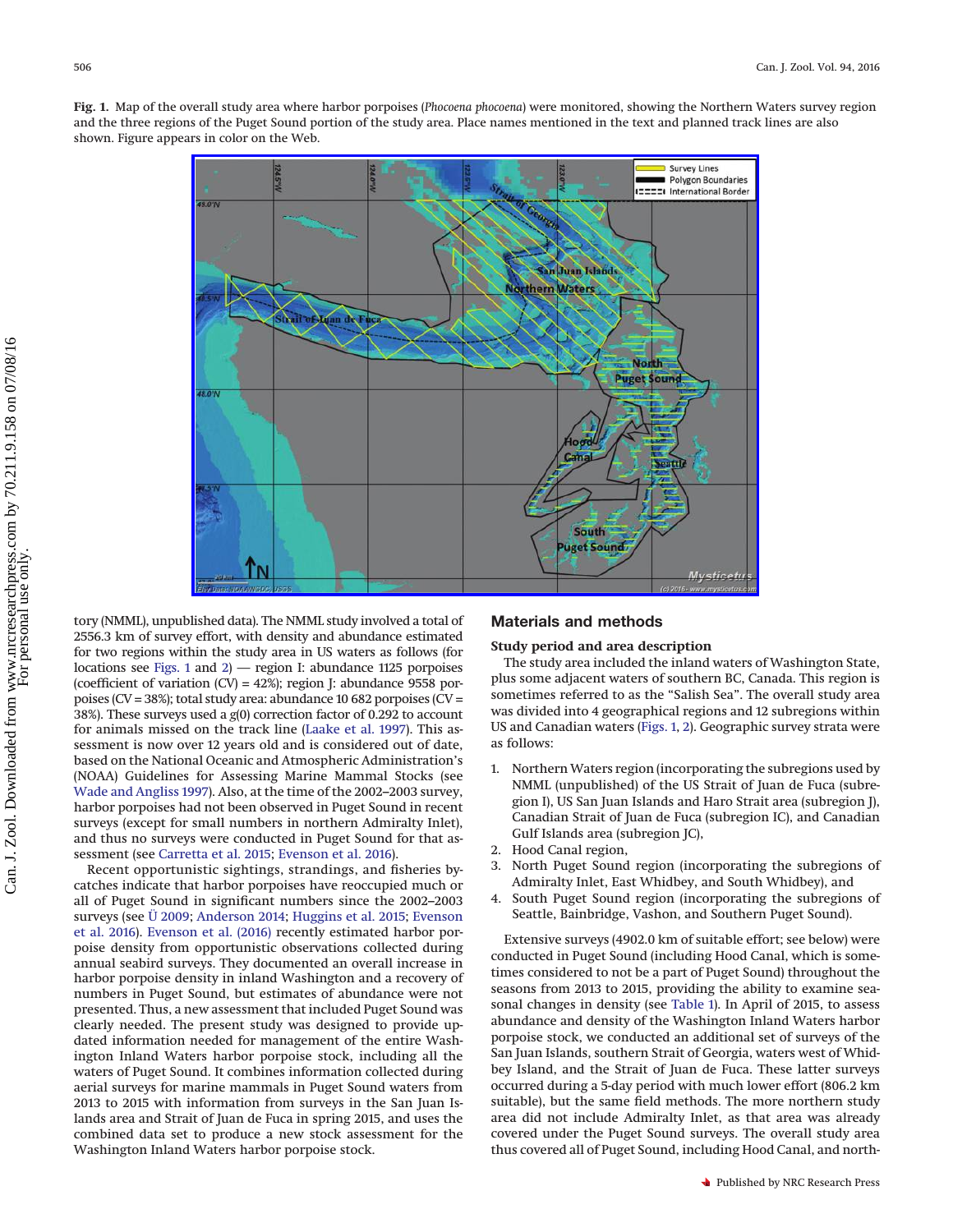**Fig. 1.** Map of the overall study area where harbor porpoises (*Phocoena phocoena*) were monitored, showing the Northern Waters survey region and the three regions of the Puget Sound portion of the study area. Place names mentioned in the text and planned track lines are also shown. Figure appears in color on the Web.

tory (NMML), unpublished data). The NMML study involved a total of 2556.3 km of survey effort, with density and abundance estimated for two regions within the study area in US waters as follows (for locations see Figs. 1 and 2) — region I: abundance 1125 porpoises (coefficient of variation (CV) = 42%); region J: abundance 9558 porpoises (CV = 38%); total study area: abundance 10 682 porpoises (CV = 38%). These surveys used a *g*(0) correction factor of 0.292 to account for animals missed on the track line (Laake et al. 1997). This assessment is now over 12 years old and is considered out of date, based on the National Oceanic and Atmospheric Administration's (NOAA) Guidelines for Assessing Marine Mammal Stocks (see Wade and Angliss 1997). Also, at the time of the 2002–2003 survey, harbor porpoises had not been observed in Puget Sound in recent surveys (except for small numbers in northern Admiralty Inlet), and thus no surveys were conducted in Puget Sound for that assessment (see Carretta et al. 2015; Evenson et al. 2016).

Recent opportunistic sightings, strandings, and fisheries bycatches indicate that harbor porpoises have reoccupied much or all of Puget Sound in significant numbers since the 2002–2003 surveys (see Ü 2009; Anderson 2014; Huggins et al. 2015; Evenson et al. 2016). Evenson et al. (2016) recently estimated harbor porpoise density from opportunistic observations collected during annual seabird surveys. They documented an overall increase in harbor porpoise density in inland Washington and a recovery of numbers in Puget Sound, but estimates of abundance were not presented. Thus, a new assessment that included Puget Sound was clearly needed. The present study was designed to provide updated information needed for management of the entire Washington Inland Waters harbor porpoise stock, including all the waters of Puget Sound. It combines information collected during aerial surveys for marine mammals in Puget Sound waters from 2013 to 2015 with information from surveys in the San Juan Islands area and Strait of Juan de Fuca in spring 2015, and uses the combined data set to produce a new stock assessment for the Washington Inland Waters harbor porpoise stock.

## Materials and methods

### Study period and area description

The study area included the inland waters of Washington State, plus some adjacent waters of southern BC, Canada. This region is sometimes referred to as the "Salish Sea". The overall study area was divided into 4 geographical regions and 12 subregions within US and Canadian waters (Figs. 1, 2). Geographic survey strata were as follows:

1. Northern Waters region (incorporating the subregions used by NMML (unpublished) of the US Strait of Juan de Fuca (subregion I), US San Juan Islands and Haro Strait area (subregion J), Canadian Strait of Juan de Fuca (subregion IC), and Canadian Gulf Islands area (subregion JC),
2. Hood Canal region,
3. North Puget Sound region (incorporating the subregions of Admiralty Inlet, East Whidbey, and South Whidbey), and
4. South Puget Sound region (incorporating the subregions of Seattle, Bainbridge, Vashon, and Southern Puget Sound).

Extensive surveys (4902.0 km of suitable effort; see below) were conducted in Puget Sound (including Hood Canal, which is sometimes considered to not be a part of Puget Sound) throughout the seasons from 2013 to 2015, providing the ability to examine seasonal changes in density (see Table 1). In April of 2015, to assess abundance and density of the Washington Inland Waters harbor porpoise stock, we conducted an additional set of surveys of the San Juan Islands, southern Strait of Georgia, waters west of Whidbey Island, and the Strait of Juan de Fuca. These latter surveys occurred during a 5-day period with much lower effort (806.2 km suitable), but the same field methods. The more northern study area did not include Admiralty Inlet, as that area was already covered under the Puget Sound surveys. The overall study area thus covered all of Puget Sound, including Hood Canal, and north-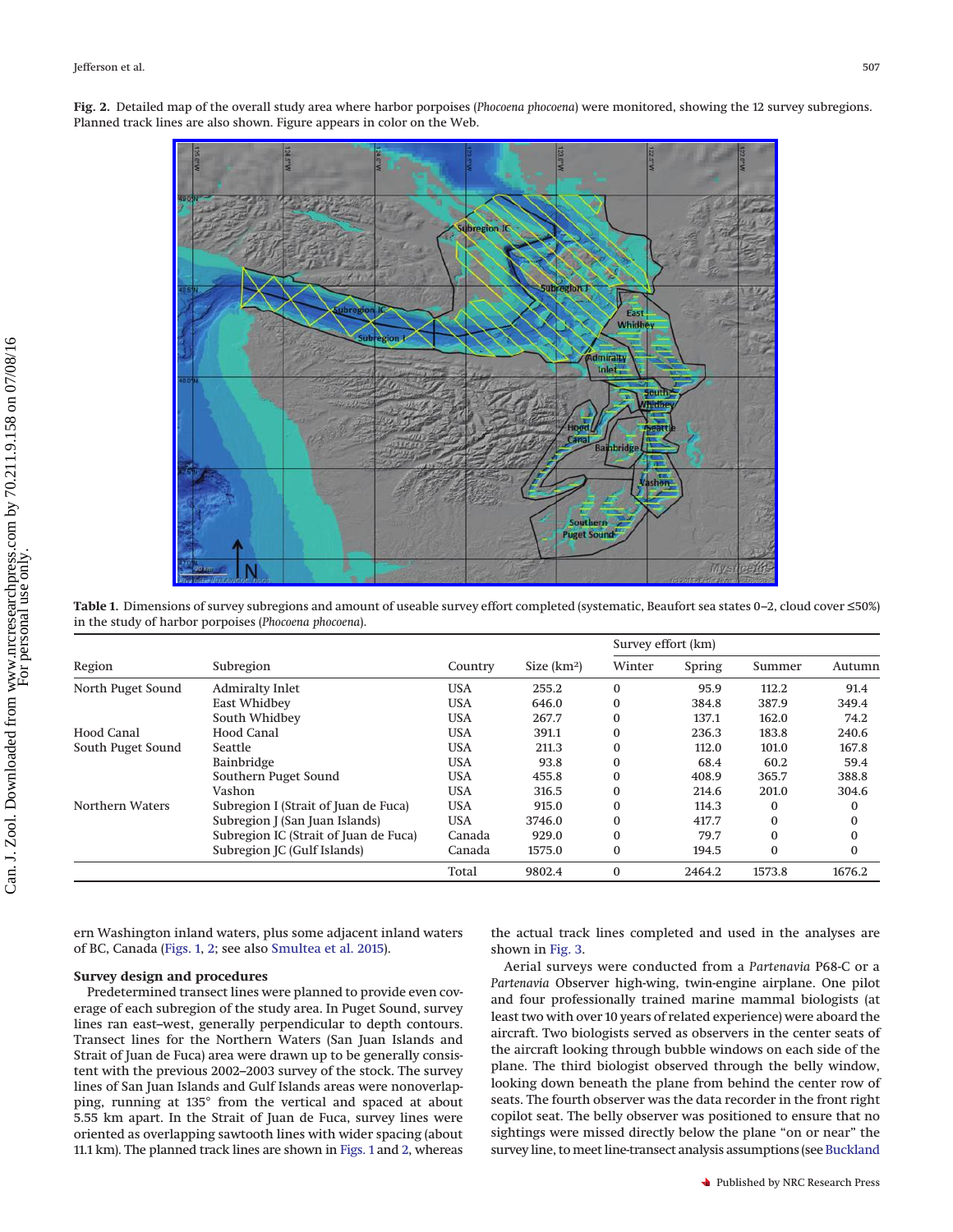**Fig. 2.** Detailed map of the overall study area where harbor porpoises (*Phocoena phocoena*) were monitored, showing the 12 survey subregions. Planned track lines are also shown. Figure appears in color on the Web.

**Table 1.** Dimensions of survey subregions and amount of useable survey effort completed (systematic, Beaufort sea states 0–2, cloud cover ≤50%) in the study of harbor porpoises (*Phocoena phocoena*).

| | | | | Survey effort (km) | | | |
|---|---|---|---|---|---|---|---|
| Region | Subregion | Country | Size (km²) | Winter | Spring | Summer | Autumn |
| North Puget Sound | Admiralty Inlet | USA | 255.2 | 0 | 95.9 | 112.2 | 91.4 |
| | East Whidbey | USA | 646.0 | 0 | 384.8 | 387.9 | 349.4 |
| | South Whidbey | USA | 267.7 | 0 | 137.1 | 162.0 | 74.2 |
| Hood Canal | Hood Canal | USA | 391.1 | 0 | 236.3 | 183.8 | 240.6 |
| South Puget Sound | Seattle | USA | 211.3 | 0 | 112.0 | 101.0 | 167.8 |
| | Bainbridge | USA | 93.8 | 0 | 68.4 | 60.2 | 59.4 |
| | Southern Puget Sound | USA | 455.8 | 0 | 408.9 | 365.7 | 388.8 |
| | Vashon | USA | 316.5 | 0 | 214.6 | 201.0 | 304.6 |
| Northern Waters | Subregion I (Strait of Juan de Fuca) | USA | 915.0 | 0 | 114.3 | 0 | 0 |
| | Subregion J (San Juan Islands) | USA | 3746.0 | 0 | 417.7 | 0 | 0 |
| | Subregion IC (Strait of Juan de Fuca) | Canada | 929.0 | 0 | 79.7 | 0 | 0 |
| | Subregion JC (Gulf Islands) | Canada | 1575.0 | 0 | 194.5 | 0 | 0 |
| | | Total | 9802.4 | 0 | 2464.2 | 1573.8 | 1676.2 |

ern Washington inland waters, plus some adjacent inland waters of BC, Canada (Figs. 1, 2; see also Smultea et al. 2015).

### Survey design and procedures

Predetermined transect lines were planned to provide even coverage of each subregion of the study area. In Puget Sound, survey lines ran east–west, generally perpendicular to depth contours. Transect lines for the Northern Waters (San Juan Islands and Strait of Juan de Fuca) area were drawn up to be generally consistent with the previous 2002–2003 survey of the stock. The survey lines of San Juan Islands and Gulf Islands areas were nonoverlapping, running at 135° from the vertical and spaced at about 5.55 km apart. In the Strait of Juan de Fuca, survey lines were oriented as overlapping sawtooth lines with wider spacing (about 11.1 km). The planned track lines are shown in Figs. 1 and 2, whereas the actual track lines completed and used in the analyses are shown in Fig. 3.

Aerial surveys were conducted from a *Partenavia* P68-C or a *Partenavia* Observer high-wing, twin-engine airplane. One pilot and four professionally trained marine mammal biologists (at least two with over 10 years of related experience) were aboard the aircraft. Two biologists served as observers in the center seats of the aircraft looking through bubble windows on each side of the plane. The third biologist observed through the belly window, looking down beneath the plane from behind the center row of seats. The fourth observer was the data recorder in the front right copilot seat. The belly observer was positioned to ensure that no sightings were missed directly below the plane "on or near" the survey line, to meet line-transect analysis assumptions (see Buckland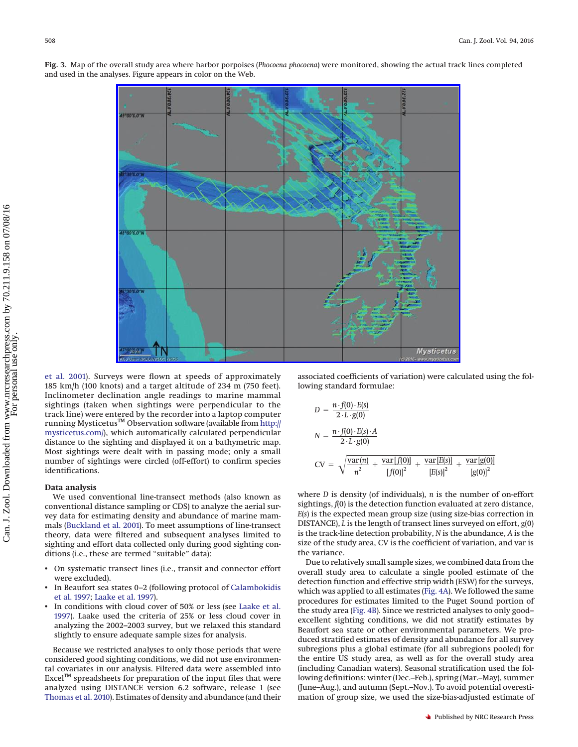**Fig. 3.** Map of the overall study area where harbor porpoises (*Phocoena phocoena*) were monitored, showing the actual track lines completed and used in the analyses. Figure appears in color on the Web.

et al. 2001). Surveys were flown at speeds of approximately 185 km/h (100 knots) and a target altitude of 234 m (750 feet). Inclinometer declination angle readings to marine mammal sightings (taken when sightings were perpendicular to the track line) were entered by the recorder into a laptop computer running Mysticetus™ Observation software (available from http://mysticetus.com/), which automatically calculated perpendicular distance to the sighting and displayed it on a bathymetric map. Most sightings were dealt with in passing mode; only a small number of sightings were circled (off-effort) to confirm species identifications.

### Data analysis

We used conventional line-transect methods (also known as conventional distance sampling or CDS) to analyze the aerial survey data for estimating density and abundance of marine mammals (Buckland et al. 2001). To meet assumptions of line-transect theory, data were filtered and subsequent analyses limited to sighting and effort data collected only during good sighting conditions (i.e., these are termed "suitable" data):

- On systematic transect lines (i.e., transit and connector effort were excluded).
- In Beaufort sea states 0–2 (following protocol of Calambokidis et al. 1997; Laake et al. 1997).
- In conditions with cloud cover of 50% or less (see Laake et al. 1997). Laake used the criteria of 25% or less cloud cover in analyzing the 2002–2003 survey, but we relaxed this standard slightly to ensure adequate sample sizes for analysis.

Because we restricted analyses to only those periods that were considered good sighting conditions, we did not use environmental covariates in our analysis. Filtered data were assembled into Excel™ spreadsheets for preparation of the input files that were analyzed using DISTANCE version 6.2 software, release 1 (see Thomas et al. 2010). Estimates of density and abundance (and their associated coefficients of variation) were calculated using the following standard formulae:

$$D = \frac{n \cdot f(0) \cdot E(s)}{2 \cdot L \cdot g(0)}$$

$$N = \frac{n \cdot f(0) \cdot E(s) \cdot A}{2 \cdot L \cdot g(0)}$$

$$\mathrm{CV} = \sqrt{\frac{\mathrm{var}(n)}{n^2} + \frac{\mathrm{var}[f(0)]}{[f(0)]^2} + \frac{\mathrm{var}[E(s)]}{[E(s)]^2} + \frac{\mathrm{var}[g(0)]}{[g(0)]^2}}$$

where $D$ is density (of individuals), $n$ is the number of on-effort sightings, $f(0)$ is the detection function evaluated at zero distance, $E(s)$ is the expected mean group size (using size-bias correction in DISTANCE), $L$ is the length of transect lines surveyed on effort, $g(0)$ is the track-line detection probability, $N$ is the abundance, $A$ is the size of the study area, CV is the coefficient of variation, and var is the variance.

Due to relatively small sample sizes, we combined data from the overall study area to calculate a single pooled estimate of the detection function and effective strip width (ESW) for the surveys, which was applied to all estimates (Fig. 4A). We followed the same procedures for estimates limited to the Puget Sound portion of the study area (Fig. 4B). Since we restricted analyses to only good–excellent sighting conditions, we did not stratify estimates by Beaufort sea state or other environmental parameters. We produced stratified estimates of density and abundance for all survey subregions plus a global estimate (for all subregions pooled) for the entire US study area, as well as for the overall study area (including Canadian waters). Seasonal stratification used the following definitions: winter (Dec.–Feb.), spring (Mar.–May), summer (June–Aug.), and autumn (Sept.–Nov.). To avoid potential overestimation of group size, we used the size-bias-adjusted estimate of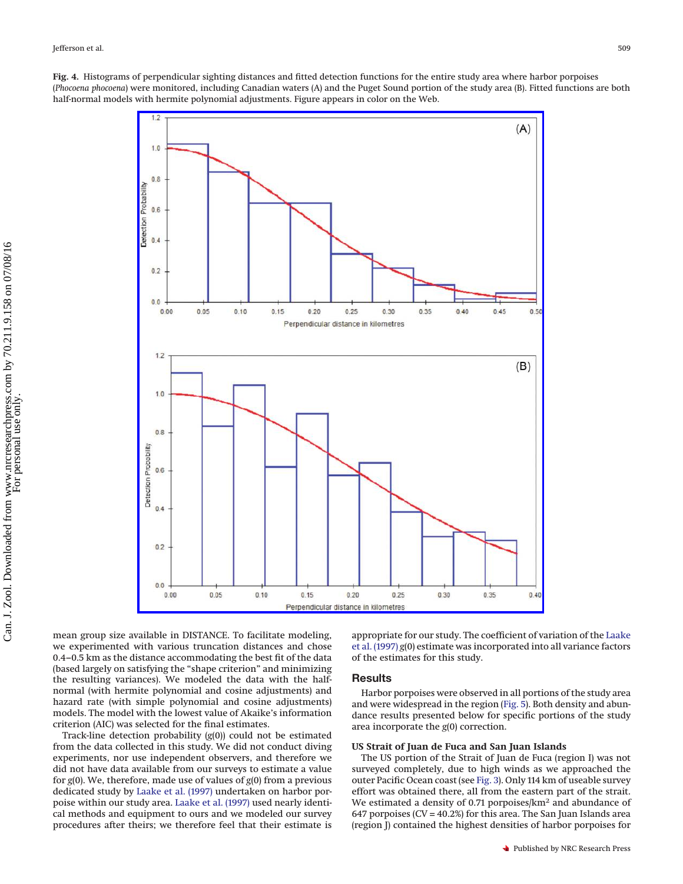**Fig. 4.** Histograms of perpendicular sighting distances and fitted detection functions for the entire study area where harbor porpoises (*Phocoena phocoena*) were monitored, including Canadian waters (A) and the Puget Sound portion of the study area (B). Fitted functions are both half-normal models with hermite polynomial adjustments. Figure appears in color on the Web.

mean group size available in DISTANCE. To facilitate modeling, we experimented with various truncation distances and chose 0.4–0.5 km as the distance accommodating the best fit of the data (based largely on satisfying the "shape criterion" and minimizing the resulting variances). We modeled the data with the half-normal (with hermite polynomial and cosine adjustments) and hazard rate (with simple polynomial and cosine adjustments) models. The model with the lowest value of Akaike's information criterion (AIC) was selected for the final estimates.

Track-line detection probability ($g(0)$) could not be estimated from the data collected in this study. We did not conduct diving experiments, nor use independent observers, and therefore we did not have data available from our surveys to estimate a value for $g(0)$. We, therefore, made use of values of $g(0)$ from a previous dedicated study by Laake et al. (1997) undertaken on harbor porpoise within our study area. Laake et al. (1997) used nearly identical methods and equipment to ours and we modeled our survey procedures after theirs; we therefore feel that their estimate is appropriate for our study. The coefficient of variation of the Laake et al. (1997) $g(0)$ estimate was incorporated into all variance factors of the estimates for this study.

## Results

Harbor porpoises were observed in all portions of the study area and were widespread in the region (Fig. 5). Both density and abundance results presented below for specific portions of the study area incorporate the $g(0)$ correction.

### US Strait of Juan de Fuca and San Juan Islands

The US portion of the Strait of Juan de Fuca (region I) was not surveyed completely, due to high winds as we approached the outer Pacific Ocean coast (see Fig. 3). Only 114 km of useable survey effort was obtained there, all from the eastern part of the strait. We estimated a density of 0.71 porpoises/km² and abundance of 647 porpoises (CV = 40.2%) for this area. The San Juan Islands area (region J) contained the highest densities of harbor porpoises for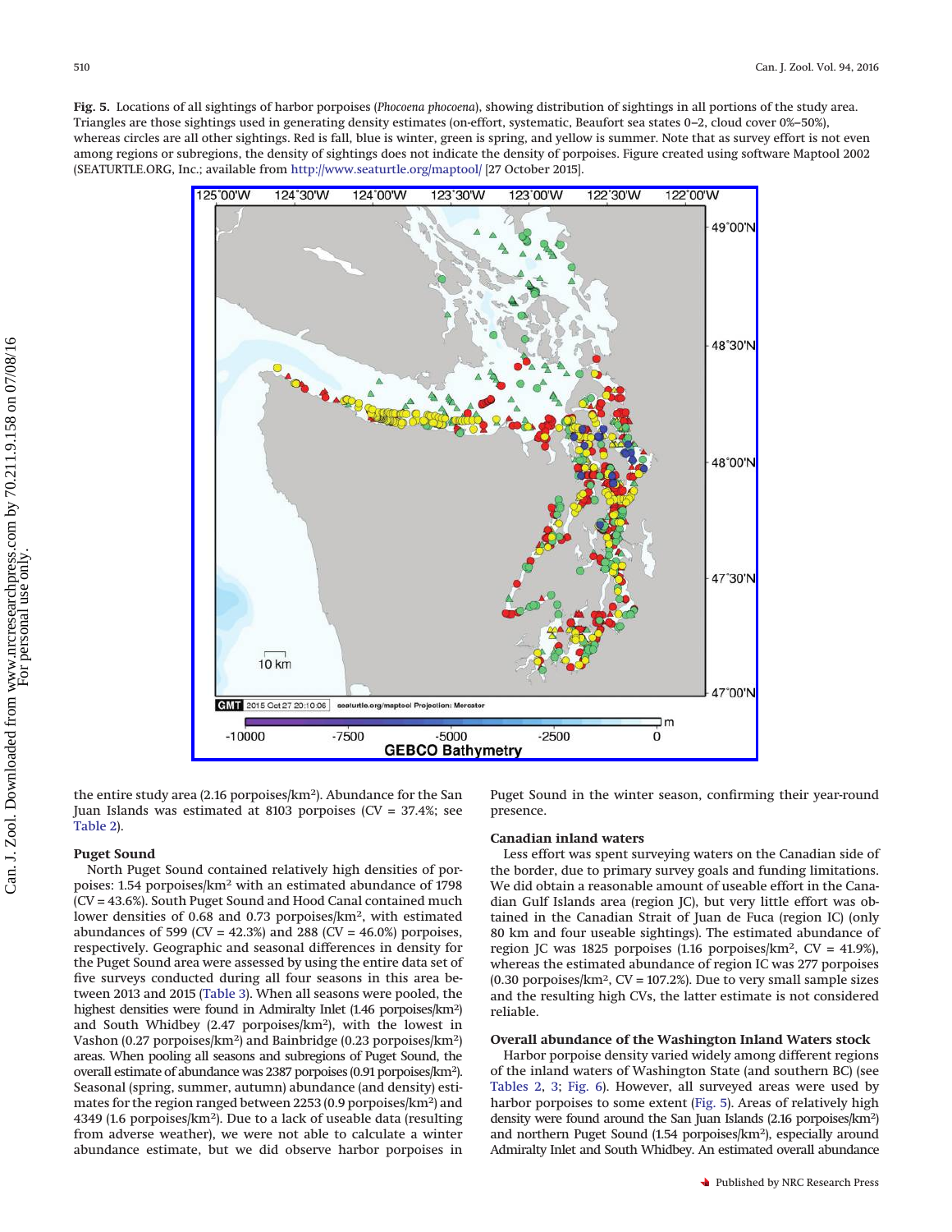**Fig. 5.** Locations of all sightings of harbor porpoises (*Phocoena phocoena*), showing distribution of sightings in all portions of the study area. Triangles are those sightings used in generating density estimates (on-effort, systematic, Beaufort sea states 0–2, cloud cover 0%–50%), whereas circles are all other sightings. Red is fall, blue is winter, green is spring, and yellow is summer. Note that as survey effort is not even among regions or subregions, the density of sightings does not indicate the density of porpoises. Figure created using software Maptool 2002 (SEATURTLE.ORG, Inc.; available from http://www.seaturtle.org/maptool/ [27 October 2015].

the entire study area (2.16 porpoises/km²). Abundance for the San Juan Islands was estimated at 8103 porpoises (CV = 37.4%; see Table 2).

### Puget Sound

North Puget Sound contained relatively high densities of porpoises: 1.54 porpoises/km² with an estimated abundance of 1798 (CV = 43.6%). South Puget Sound and Hood Canal contained much lower densities of 0.68 and 0.73 porpoises/km², with estimated abundances of 599 (CV = 42.3%) and 288 (CV = 46.0%) porpoises, respectively. Geographic and seasonal differences in density for the Puget Sound area were assessed by using the entire data set of five surveys conducted during all four seasons in this area between 2013 and 2015 (Table 3). When all seasons were pooled, the highest densities were found in Admiralty Inlet (1.46 porpoises/km²) and South Whidbey (2.47 porpoises/km²), with the lowest in Vashon (0.27 porpoises/km²) and Bainbridge (0.23 porpoises/km²) areas. When pooling all seasons and subregions of Puget Sound, the overall estimate of abundance was 2387 porpoises (0.91 porpoises/km²). Seasonal (spring, summer, autumn) abundance (and density) estimates for the region ranged between 2253 (0.9 porpoises/km²) and 4349 (1.6 porpoises/km²). Due to a lack of useable data (resulting from adverse weather), we were not able to calculate a winter abundance estimate, but we did observe harbor porpoises in Puget Sound in the winter season, confirming their year-round presence.

### Canadian inland waters

Less effort was spent surveying waters on the Canadian side of the border, due to primary survey goals and funding limitations. We did obtain a reasonable amount of useable effort in the Canadian Gulf Islands area (region JC), but very little effort was obtained in the Canadian Strait of Juan de Fuca (region IC) (only 80 km and four useable sightings). The estimated abundance of region JC was 1825 porpoises (1.16 porpoises/km², CV = 41.9%), whereas the estimated abundance of region IC was 277 porpoises (0.30 porpoises/km², CV = 107.2%). Due to very small sample sizes and the resulting high CVs, the latter estimate is not considered reliable.

### Overall abundance of the Washington Inland Waters stock

Harbor porpoise density varied widely among different regions of the inland waters of Washington State (and southern BC) (see Tables 2, 3; Fig. 6). However, all surveyed areas were used by harbor porpoises to some extent (Fig. 5). Areas of relatively high density were found around the San Juan Islands (2.16 porpoises/km²) and northern Puget Sound (1.54 porpoises/km²), especially around Admiralty Inlet and South Whidbey. An estimated overall abundance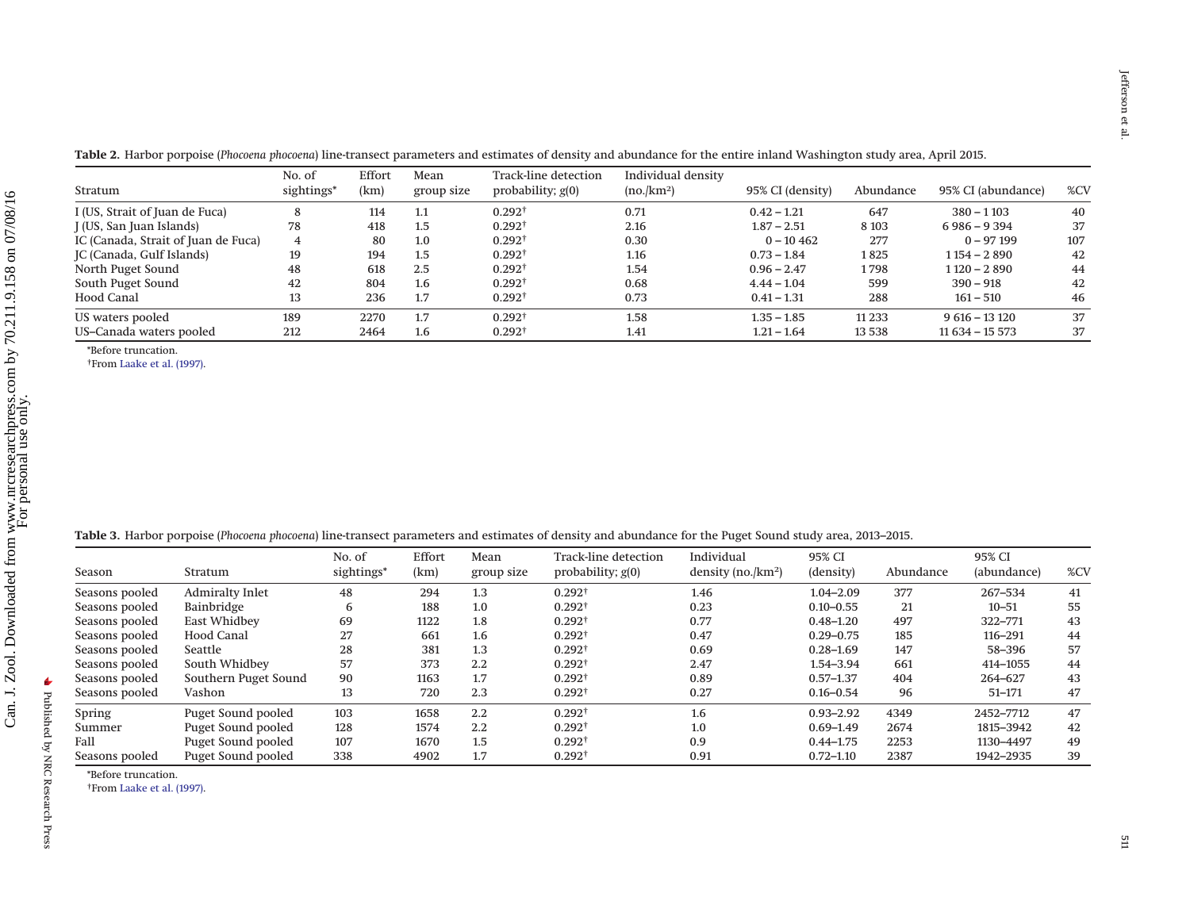**Table 2.** Harbor porpoise (*Phocoena phocoena*) line-transect parameters and estimates of density and abundance for the entire inland Washington study area, April 2015.

| Stratum | No. of sightings* | Effort (km) | Mean group size | Track-line detection probability; g(0) | Individual density (no./km²) | 95% CI (density) | Abundance | 95% CI (abundance) | %CV |
|---|---|---|---|---|---|---|---|---|---|
| I (US, Strait of Juan de Fuca) | 8 | 114 | 1.1 | 0.292† | 0.71 | 0.42 – 1.21 | 647 | 380 – 1 103 | 40 |
| J (US, San Juan Islands) | 78 | 418 | 1.5 | 0.292† | 2.16 | 1.87 – 2.51 | 8 103 | 6 986 – 9 394 | 37 |
| IC (Canada, Strait of Juan de Fuca) | 4 | 80 | 1.0 | 0.292† | 0.30 | 0 – 10 462 | 277 | 0 – 97 199 | 107 |
| JC (Canada, Gulf Islands) | 19 | 194 | 1.5 | 0.292† | 1.16 | 0.73 – 1.84 | 1 825 | 1 154 – 2 890 | 42 |
| North Puget Sound | 48 | 618 | 2.5 | 0.292† | 1.54 | 0.96 – 2.47 | 1 798 | 1 120 – 2 890 | 44 |
| South Puget Sound | 42 | 804 | 1.6 | 0.292† | 0.68 | 4.44 – 1.04 | 599 | 390 – 918 | 42 |
| Hood Canal | 13 | 236 | 1.7 | 0.292† | 0.73 | 0.41 – 1.31 | 288 | 161 – 510 | 46 |
| US waters pooled | 189 | 2270 | 1.7 | 0.292† | 1.58 | 1.35 – 1.85 | 11 233 | 9 616 – 13 120 | 37 |
| US–Canada waters pooled | 212 | 2464 | 1.6 | 0.292† | 1.41 | 1.21 – 1.64 | 13 538 | 11 634 – 15 573 | 37 |

*Before truncation.
†From Laake et al. (1997).

**Table 3.** Harbor porpoise (*Phocoena phocoena*) line-transect parameters and estimates of density and abundance for the Puget Sound study area, 2013–2015.

| Season | Stratum | No. of sightings* | Effort (km) | Mean group size | Track-line detection probability; g(0) | Individual density (no./km²) | 95% CI (density) | Abundance | 95% CI (abundance) | %CV |
|---|---|---|---|---|---|---|---|---|---|---|
| Seasons pooled | Admiralty Inlet | 48 | 294 | 1.3 | 0.292† | 1.46 | 1.04–2.09 | 377 | 267–534 | 41 |
| Seasons pooled | Bainbridge | 6 | 188 | 1.0 | 0.292† | 0.23 | 0.10–0.55 | 21 | 10–51 | 55 |
| Seasons pooled | East Whidbey | 69 | 1122 | 1.8 | 0.292† | 0.77 | 0.48–1.20 | 497 | 322–771 | 43 |
| Seasons pooled | Hood Canal | 27 | 661 | 1.6 | 0.292† | 0.47 | 0.29–0.75 | 185 | 116–291 | 44 |
| Seasons pooled | Seattle | 28 | 381 | 1.3 | 0.292† | 0.69 | 0.28–1.69 | 147 | 58–396 | 57 |
| Seasons pooled | South Whidbey | 57 | 373 | 2.2 | 0.292† | 2.47 | 1.54–3.94 | 661 | 414–1055 | 44 |
| Seasons pooled | Southern Puget Sound | 90 | 1163 | 1.7 | 0.292† | 0.89 | 0.57–1.37 | 404 | 264–627 | 43 |
| Seasons pooled | Vashon | 13 | 720 | 2.3 | 0.292† | 0.27 | 0.16–0.54 | 96 | 51–171 | 47 |
| Spring | Puget Sound pooled | 103 | 1658 | 2.2 | 0.292† | 1.6 | 0.93–2.92 | 4349 | 2452–7712 | 47 |
| Summer | Puget Sound pooled | 128 | 1574 | 2.2 | 0.292† | 1.0 | 0.69–1.49 | 2674 | 1815–3942 | 42 |
| Fall | Puget Sound pooled | 107 | 1670 | 1.5 | 0.292† | 0.9 | 0.44–1.75 | 2253 | 1130–4497 | 49 |
| Seasons pooled | Puget Sound pooled | 338 | 4902 | 1.7 | 0.292† | 0.91 | 0.72–1.10 | 2387 | 1942–2935 | 39 |

*Before truncation.
†From Laake et al. (1997).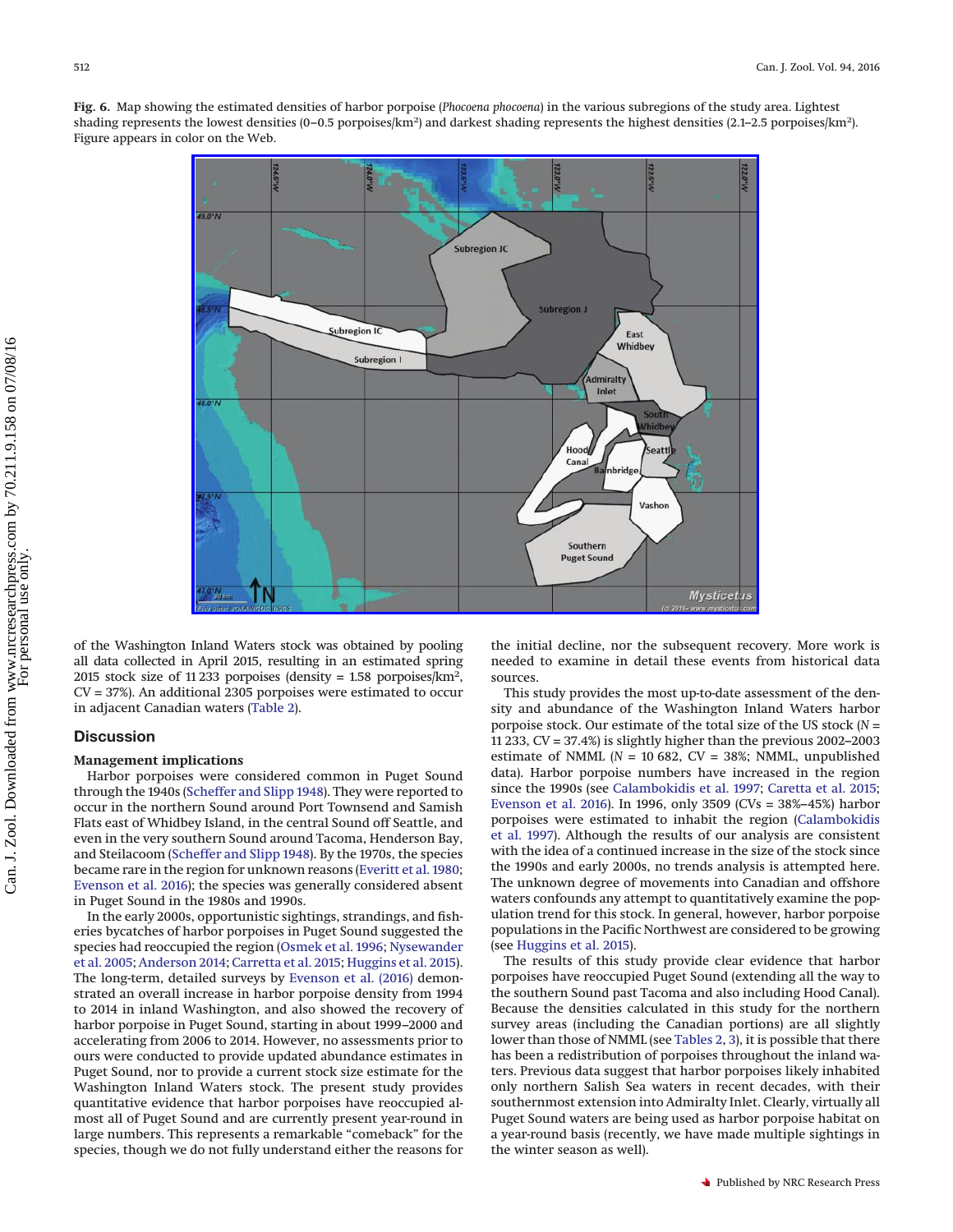**Fig. 6.** Map showing the estimated densities of harbor porpoise (*Phocoena phocoena*) in the various subregions of the study area. Lightest shading represents the lowest densities (0–0.5 porpoises/km$^2$) and darkest shading represents the highest densities (2.1–2.5 porpoises/km$^2$). Figure appears in color on the Web.

of the Washington Inland Waters stock was obtained by pooling all data collected in April 2015, resulting in an estimated spring 2015 stock size of 11 233 porpoises (density = 1.58 porpoises/km$^2$, CV = 37%). An additional 2305 porpoises were estimated to occur in adjacent Canadian waters (Table 2).

## Discussion

### Management implications

Harbor porpoises were considered common in Puget Sound through the 1940s (Scheffer and Slipp 1948). They were reported to occur in the northern Sound around Port Townsend and Samish Flats east of Whidbey Island, in the central Sound off Seattle, and even in the very southern Sound around Tacoma, Henderson Bay, and Steilacoom (Scheffer and Slipp 1948). By the 1970s, the species became rare in the region for unknown reasons (Everitt et al. 1980; Evenson et al. 2016); the species was generally considered absent in Puget Sound in the 1980s and 1990s.

In the early 2000s, opportunistic sightings, strandings, and fisheries bycatches of harbor porpoises in Puget Sound suggested the species had reoccupied the region (Osmek et al. 1996; Nysewander et al. 2005; Anderson 2014; Carretta et al. 2015; Huggins et al. 2015). The long-term, detailed surveys by Evenson et al. (2016) demonstrated an overall increase in harbor porpoise density from 1994 to 2014 in inland Washington, and also showed the recovery of harbor porpoise in Puget Sound, starting in about 1999–2000 and accelerating from 2006 to 2014. However, no assessments prior to ours were conducted to provide updated abundance estimates in Puget Sound, nor to provide a current stock size estimate for the Washington Inland Waters stock. The present study provides quantitative evidence that harbor porpoises have reoccupied almost all of Puget Sound and are currently present year-round in large numbers. This represents a remarkable "comeback" for the species, though we do not fully understand either the reasons for the initial decline, nor the subsequent recovery. More work is needed to examine in detail these events from historical data sources.

This study provides the most up-to-date assessment of the density and abundance of the Washington Inland Waters harbor porpoise stock. Our estimate of the total size of the US stock ($N$ = 11 233, CV = 37.4%) is slightly higher than the previous 2002–2003 estimate of NMML ($N$ = 10 682, CV = 38%; NMML, unpublished data). Harbor porpoise numbers have increased in the region since the 1990s (see Calambokidis et al. 1997; Caretta et al. 2015; Evenson et al. 2016). In 1996, only 3509 (CVs = 38%–45%) harbor porpoises were estimated to inhabit the region (Calambokidis et al. 1997). Although the results of our analysis are consistent with the idea of a continued increase in the size of the stock since the 1990s and early 2000s, no trends analysis is attempted here. The unknown degree of movements into Canadian and offshore waters confounds any attempt to quantitatively examine the population trend for this stock. In general, however, harbor porpoise populations in the Pacific Northwest are considered to be growing (see Huggins et al. 2015).

The results of this study provide clear evidence that harbor porpoises have reoccupied Puget Sound (extending all the way to the southern Sound past Tacoma and also including Hood Canal). Because the densities calculated in this study for the northern survey areas (including the Canadian portions) are all slightly lower than those of NMML (see Tables 2, 3), it is possible that there has been a redistribution of porpoises throughout the inland waters. Previous data suggest that harbor porpoises likely inhabited only northern Salish Sea waters in recent decades, with their southernmost extension into Admiralty Inlet. Clearly, virtually all Puget Sound waters are being used as harbor porpoise habitat on a year-round basis (recently, we have made multiple sightings in the winter season as well).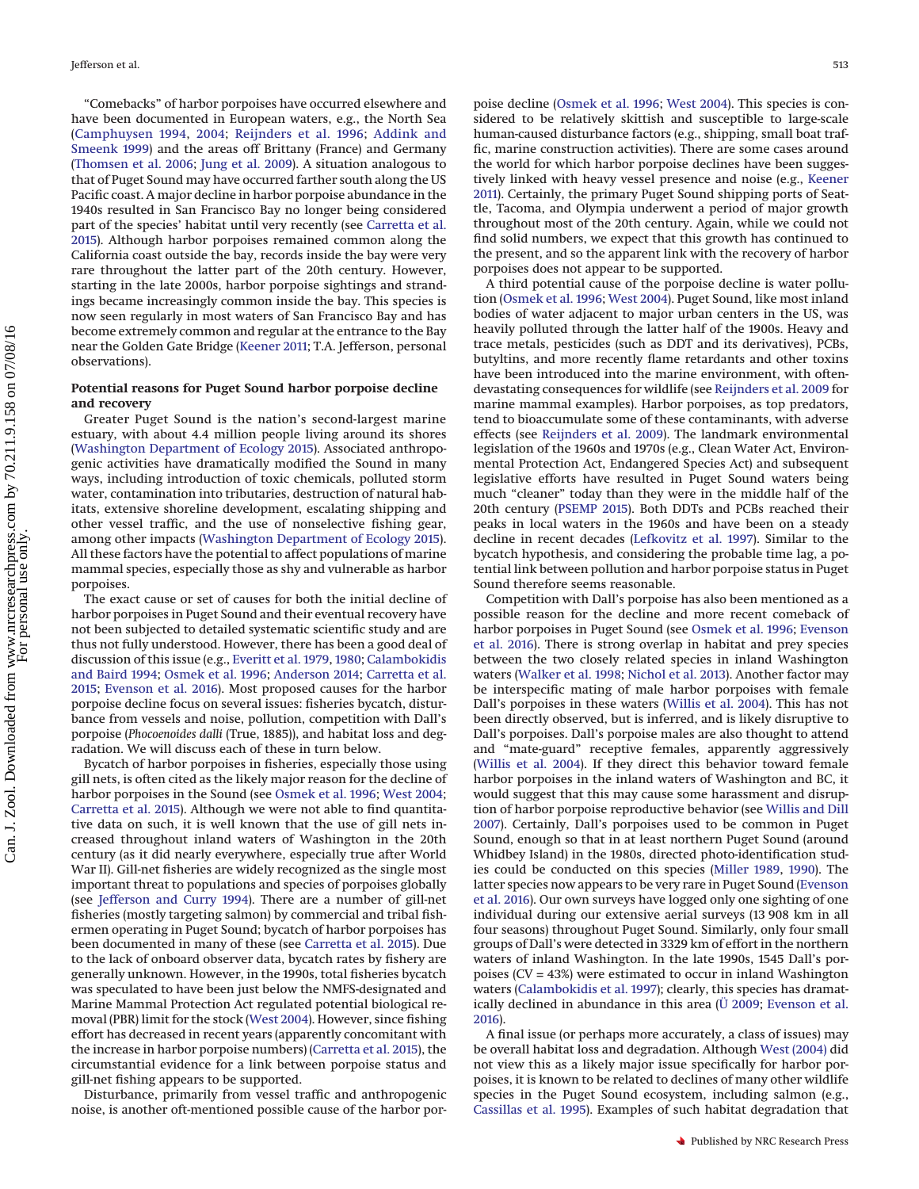"Comebacks" of harbor porpoises have occurred elsewhere and have been documented in European waters, e.g., the North Sea (Camphuysen 1994, 2004; Reijnders et al. 1996; Addink and Smeenk 1999) and the areas off Brittany (France) and Germany (Thomsen et al. 2006; Jung et al. 2009). A situation analogous to that of Puget Sound may have occurred farther south along the US Pacific coast. A major decline in harbor porpoise abundance in the 1940s resulted in San Francisco Bay no longer being considered part of the species' habitat until very recently (see Carretta et al. 2015). Although harbor porpoises remained common along the California coast outside the bay, records inside the bay were very rare throughout the latter part of the 20th century. However, starting in the late 2000s, harbor porpoise sightings and strandings became increasingly common inside the bay. This species is now seen regularly in most waters of San Francisco Bay and has become extremely common and regular at the entrance to the Bay near the Golden Gate Bridge (Keener 2011; T.A. Jefferson, personal observations).

### Potential reasons for Puget Sound harbor porpoise decline and recovery

Greater Puget Sound is the nation's second-largest marine estuary, with about 4.4 million people living around its shores (Washington Department of Ecology 2015). Associated anthropogenic activities have dramatically modified the Sound in many ways, including introduction of toxic chemicals, polluted storm water, contamination into tributaries, destruction of natural habitats, extensive shoreline development, escalating shipping and other vessel traffic, and the use of nonselective fishing gear, among other impacts (Washington Department of Ecology 2015). All these factors have the potential to affect populations of marine mammal species, especially those as shy and vulnerable as harbor porpoises.

The exact cause or set of causes for both the initial decline of harbor porpoises in Puget Sound and their eventual recovery have not been subjected to detailed systematic scientific study and are thus not fully understood. However, there has been a good deal of discussion of this issue (e.g., Everitt et al. 1979, 1980; Calambokidis and Baird 1994; Osmek et al. 1996; Anderson 2014; Carretta et al. 2015; Evenson et al. 2016). Most proposed causes for the harbor porpoise decline focus on several issues: fisheries bycatch, disturbance from vessels and noise, pollution, competition with Dall's porpoise (*Phocoenoides dalli* (True, 1885)), and habitat loss and degradation. We will discuss each of these in turn below.

Bycatch of harbor porpoises in fisheries, especially those using gill nets, is often cited as the likely major reason for the decline of harbor porpoises in the Sound (see Osmek et al. 1996; West 2004; Carretta et al. 2015). Although we were not able to find quantitative data on such, it is well known that the use of gill nets increased throughout inland waters of Washington in the 20th century (as it did nearly everywhere, especially true after World War II). Gill-net fisheries are widely recognized as the single most important threat to populations and species of porpoises globally (see Jefferson and Curry 1994). There are a number of gill-net fisheries (mostly targeting salmon) by commercial and tribal fishermen operating in Puget Sound; bycatch of harbor porpoises has been documented in many of these (see Carretta et al. 2015). Due to the lack of onboard observer data, bycatch rates by fishery are generally unknown. However, in the 1990s, total fisheries bycatch was speculated to have been just below the NMFS-designated and Marine Mammal Protection Act regulated potential biological removal (PBR) limit for the stock (West 2004). However, since fishing effort has decreased in recent years (apparently concomitant with the increase in harbor porpoise numbers) (Carretta et al. 2015), the circumstantial evidence for a link between porpoise status and gill-net fishing appears to be supported.

Disturbance, primarily from vessel traffic and anthropogenic noise, is another oft-mentioned possible cause of the harbor porpoise decline (Osmek et al. 1996; West 2004). This species is considered to be relatively skittish and susceptible to large-scale human-caused disturbance factors (e.g., shipping, small boat traffic, marine construction activities). There are some cases around the world for which harbor porpoise declines have been suggestively linked with heavy vessel presence and noise (e.g., Keener 2011). Certainly, the primary Puget Sound shipping ports of Seattle, Tacoma, and Olympia underwent a period of major growth throughout most of the 20th century. Again, while we could not find solid numbers, we expect that this growth has continued to the present, and so the apparent link with the recovery of harbor porpoises does not appear to be supported.

A third potential cause of the porpoise decline is water pollution (Osmek et al. 1996; West 2004). Puget Sound, like most inland bodies of water adjacent to major urban centers in the US, was heavily polluted through the latter half of the 1900s. Heavy and trace metals, pesticides (such as DDT and its derivatives), PCBs, butyltins, and more recently flame retardants and other toxins have been introduced into the marine environment, with often-devastating consequences for wildlife (see Reijnders et al. 2009 for marine mammal examples). Harbor porpoises, as top predators, tend to bioaccumulate some of these contaminants, with adverse effects (see Reijnders et al. 2009). The landmark environmental legislation of the 1960s and 1970s (e.g., Clean Water Act, Environmental Protection Act, Endangered Species Act) and subsequent legislative efforts have resulted in Puget Sound waters being much "cleaner" today than they were in the middle half of the 20th century (PSEMP 2015). Both DDTs and PCBs reached their peaks in local waters in the 1960s and have been on a steady decline in recent decades (Lefkovitz et al. 1997). Similar to the bycatch hypothesis, and considering the probable time lag, a potential link between pollution and harbor porpoise status in Puget Sound therefore seems reasonable.

Competition with Dall's porpoise has also been mentioned as a possible reason for the decline and more recent comeback of harbor porpoises in Puget Sound (see Osmek et al. 1996; Evenson et al. 2016). There is strong overlap in habitat and prey species between the two closely related species in inland Washington waters (Walker et al. 1998; Nichol et al. 2013). Another factor may be interspecific mating of male harbor porpoises with female Dall's porpoises in these waters (Willis et al. 2004). This has not been directly observed, but is inferred, and is likely disruptive to Dall's porpoises. Dall's porpoise males are also thought to attend and "mate-guard" receptive females, apparently aggressively (Willis et al. 2004). If they direct this behavior toward female harbor porpoises in the inland waters of Washington and BC, it would suggest that this may cause some harassment and disruption of harbor porpoise reproductive behavior (see Willis and Dill 2007). Certainly, Dall's porpoises used to be common in Puget Sound, enough so that in at least northern Puget Sound (around Whidbey Island) in the 1980s, directed photo-identification studies could be conducted on this species (Miller 1989, 1990). The latter species now appears to be very rare in Puget Sound (Evenson et al. 2016). Our own surveys have logged only one sighting of one individual during our extensive aerial surveys (13 908 km in all four seasons) throughout Puget Sound. Similarly, only four small groups of Dall's were detected in 3329 km of effort in the northern waters of inland Washington. In the late 1990s, 1545 Dall's porpoises (CV = 43%) were estimated to occur in inland Washington waters (Calambokidis et al. 1997); clearly, this species has dramatically declined in abundance in this area (Ü 2009; Evenson et al. 2016).

A final issue (or perhaps more accurately, a class of issues) may be overall habitat loss and degradation. Although West (2004) did not view this as a likely major issue specifically for harbor porpoises, it is known to be related to declines of many other wildlife species in the Puget Sound ecosystem, including salmon (e.g., Cassillas et al. 1995). Examples of such habitat degradation that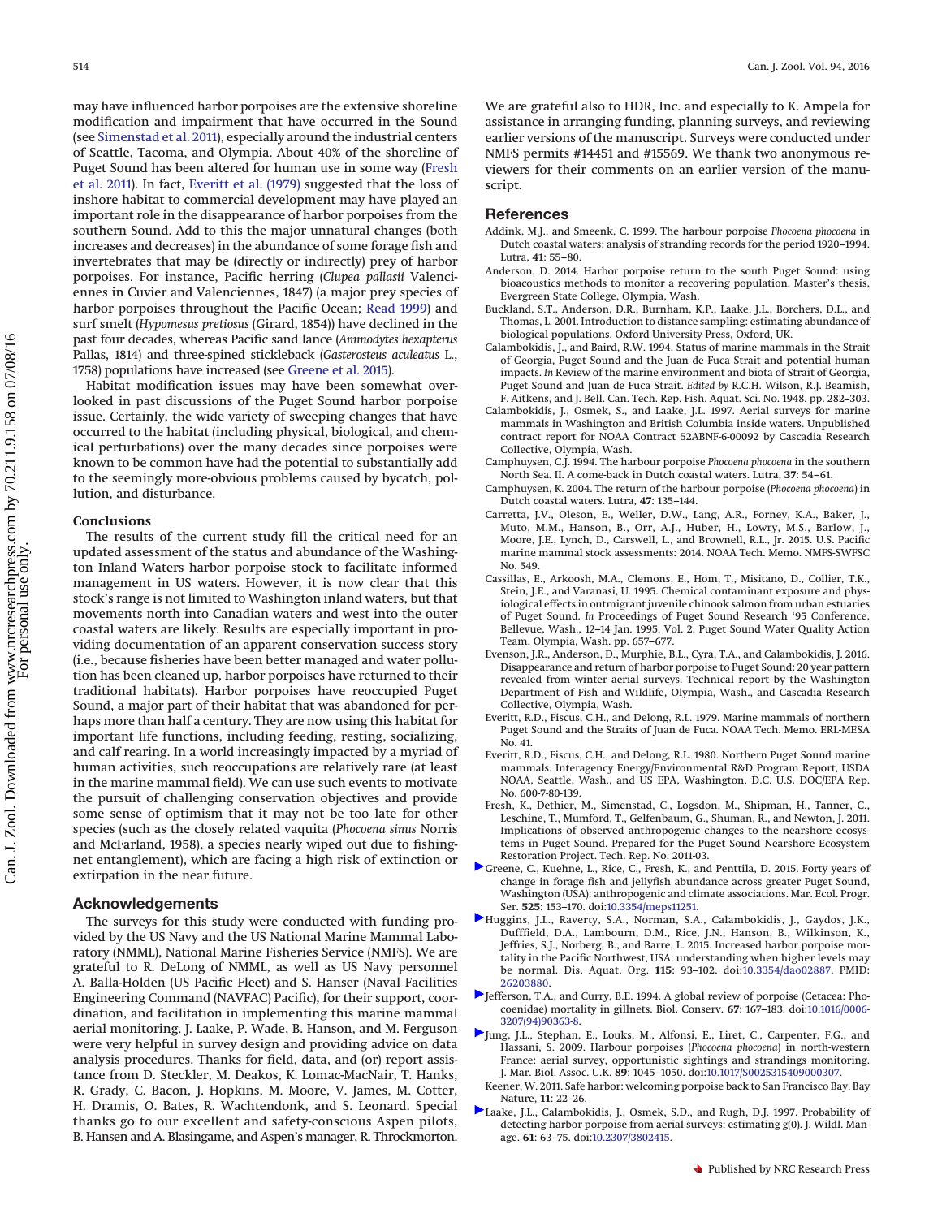may have influenced harbor porpoises are the extensive shoreline modification and impairment that have occurred in the Sound (see Simenstad et al. 2011), especially around the industrial centers of Seattle, Tacoma, and Olympia. About 40% of the shoreline of Puget Sound has been altered for human use in some way (Fresh et al. 2011). In fact, Everitt et al. (1979) suggested that the loss of inshore habitat to commercial development may have played an important role in the disappearance of harbor porpoises from the southern Sound. Add to this the major unnatural changes (both increases and decreases) in the abundance of some forage fish and invertebrates that may be (directly or indirectly) prey of harbor porpoises. For instance, Pacific herring (*Clupea pallasii* Valenciennes in Cuvier and Valenciennes, 1847) (a major prey species of harbor porpoises throughout the Pacific Ocean; Read 1999) and surf smelt (*Hypomesus pretiosus* (Girard, 1854)) have declined in the past four decades, whereas Pacific sand lance (*Ammodytes hexapterus* Pallas, 1814) and three-spined stickleback (*Gasterosteus aculeatus* L., 1758) populations have increased (see Greene et al. 2015).

Habitat modification issues may have been somewhat overlooked in past discussions of the Puget Sound harbor porpoise issue. Certainly, the wide variety of sweeping changes that have occurred to the habitat (including physical, biological, and chemical perturbations) over the many decades since porpoises were known to be common have had the potential to substantially add to the seemingly more-obvious problems caused by bycatch, pollution, and disturbance.

## Conclusions

The results of the current study fill the critical need for an updated assessment of the status and abundance of the Washington Inland Waters harbor porpoise stock to facilitate informed management in US waters. However, it is now clear that this stock's range is not limited to Washington inland waters, but that movements north into Canadian waters and west into the outer coastal waters are likely. Results are especially important in providing documentation of an apparent conservation success story (i.e., because fisheries have been better managed and water pollution has been cleaned up, harbor porpoises have returned to their traditional habitats). Harbor porpoises have reoccupied Puget Sound, a major part of their habitat that was abandoned for perhaps more than half a century. They are now using this habitat for important life functions, including feeding, resting, socializing, and calf rearing. In a world increasingly impacted by a myriad of human activities, such reoccupations are relatively rare (at least in the marine mammal field). We can use such events to motivate the pursuit of challenging conservation objectives and provide some sense of optimism that it may not be too late for other species (such as the closely related vaquita (*Phocoena sinus* Norris and McFarland, 1958), a species nearly wiped out due to fishing-net entanglement), which are facing a high risk of extinction or extirpation in the near future.

## Acknowledgements

The surveys for this study were conducted with funding provided by the US Navy and the US National Marine Mammal Laboratory (NMML), National Marine Fisheries Service (NMFS). We are grateful to R. DeLong of NMML, as well as US Navy personnel A. Balla-Holden (US Pacific Fleet) and S. Hanser (Naval Facilities Engineering Command (NAVFAC) Pacific), for their support, coordination, and facilitation in implementing this marine mammal aerial monitoring. J. Laake, P. Wade, B. Hanson, and M. Ferguson were very helpful in survey design and providing advice on data analysis procedures. Thanks for field, data, and (or) report assistance from D. Steckler, M. Deakos, K. Lomac-MacNair, T. Hanks, R. Grady, C. Bacon, J. Hopkins, M. Moore, V. James, M. Cotter, H. Dramis, O. Bates, R. Wachtendonk, and S. Leonard. Special thanks go to our excellent and safety-conscious Aspen pilots, B. Hansen and A. Blasingame, and Aspen's manager, R. Throckmorton. We are grateful also to HDR, Inc. and especially to K. Ampela for assistance in arranging funding, planning surveys, and reviewing earlier versions of the manuscript. Surveys were conducted under NMFS permits #14451 and #15569. We thank two anonymous reviewers for their comments on an earlier version of the manuscript.

## References

Addink, M.J., and Smeenk, C. 1999. The harbour porpoise *Phocoena phocoena* in Dutch coastal waters: analysis of stranding records for the period 1920–1994. Lutra, **41**: 55–80.

Anderson, D. 2014. Harbor porpoise return to the south Puget Sound: using bioacoustics methods to monitor a recovering population. Master's thesis, Evergreen State College, Olympia, Wash.

Buckland, S.T., Anderson, D.R., Burnham, K.P., Laake, J.L., Borchers, D.L., and Thomas, L. 2001. Introduction to distance sampling: estimating abundance of biological populations. Oxford University Press, Oxford, UK.

Calambokidis, J., and Baird, R.W. 1994. Status of marine mammals in the Strait of Georgia, Puget Sound and the Juan de Fuca Strait and potential human impacts. *In* Review of the marine environment and biota of Strait of Georgia, Puget Sound and Juan de Fuca Strait. *Edited by* R.C.H. Wilson, R.J. Beamish, F. Aitkens, and J. Bell. Can. Tech. Rep. Fish. Aquat. Sci. No. 1948. pp. 282–303.

Calambokidis, J., Osmek, S., and Laake, J.L. 1997. Aerial surveys for marine mammals in Washington and British Columbia inside waters. Unpublished contract report for NOAA Contract 52ABNF-6-00092 by Cascadia Research Collective, Olympia, Wash.

Camphuysen, C.J. 1994. The harbour porpoise *Phocoena phocoena* in the southern North Sea. II. A come-back in Dutch coastal waters. Lutra, **37**: 54–61.

Camphuysen, K. 2004. The return of the harbour porpoise (*Phocoena phocoena*) in Dutch coastal waters. Lutra, **47**: 135–144.

Carretta, J.V., Oleson, E., Weller, D.W., Lang, A.R., Forney, K.A., Baker, J., Muto, M.M., Hanson, B., Orr, A.J., Huber, H., Lowry, M.S., Barlow, J., Moore, J.E., Lynch, D., Carswell, L., and Brownell, R.L., Jr. 2015. U.S. Pacific marine mammal stock assessments: 2014. NOAA Tech. Memo. NMFS-SWFSC No. 549.

Cassillas, E., Arkoosh, M.A., Clemons, E., Hom, T., Misitano, D., Collier, T.K., Stein, J.E., and Varanasi, U. 1995. Chemical contaminant exposure and physiological effects in outmigrant juvenile chinook salmon from urban estuaries of Puget Sound. *In* Proceedings of Puget Sound Research '95 Conference, Bellevue, Wash., 12–14 Jan. 1995. Vol. 2. Puget Sound Water Quality Action Team, Olympia, Wash. pp. 657–677.

Evenson, J.R., Anderson, D., Murphie, B.L., Cyra, T.A., and Calambokidis, J. 2016. Disappearance and return of harbor porpoise to Puget Sound: 20 year pattern revealed from winter aerial surveys. Technical report by the Washington Department of Fish and Wildlife, Olympia, Wash., and Cascadia Research Collective, Olympia, Wash.

Everitt, R.D., Fiscus, C.H., and Delong, R.L. 1979. Marine mammals of northern Puget Sound and the Straits of Juan de Fuca. NOAA Tech. Memo. ERL-MESA No. 41.

Everitt, R.D., Fiscus, C.H., and Delong, R.L. 1980. Northern Puget Sound marine mammals. Interagency Energy/Environmental R&D Program Report, USDA NOAA, Seattle, Wash., and US EPA, Washington, D.C. U.S. DOC/EPA Rep. No. 600-7-80-139.

Fresh, K., Dethier, M., Simenstad, C., Logsdon, M., Shipman, H., Tanner, C., Leschine, T., Mumford, T., Gelfenbaum, G., Shuman, R., and Newton, J. 2011. Implications of observed anthropogenic changes to the nearshore ecosystems in Puget Sound. Prepared for the Puget Sound Nearshore Ecosystem Restoration Project. Tech. Rep. No. 2011-03.

Greene, C., Kuehne, L., Rice, C., Fresh, K., and Penttila, D. 2015. Forty years of change in forage fish and jellyfish abundance across greater Puget Sound, Washington (USA): anthropogenic and climate associations. Mar. Ecol. Progr. Ser. **525**: 153–170. doi:10.3354/meps11251.

Huggins, J.L., Raverty, S.A., Norman, S.A., Calambokidis, J., Gaydos, J.K., Duffield, D.A., Lambourn, D.M., Rice, J.N., Hanson, B., Wilkinson, K., Jeffries, S.J., Norberg, B., and Barre, L. 2015. Increased harbor porpoise mortality in the Pacific Northwest, USA: understanding when higher levels may be normal. Dis. Aquat. Org. **115**: 93–102. doi:10.3354/dao02887. PMID: 26203880.

Jefferson, T.A., and Curry, B.E. 1994. A global review of porpoise (Cetacea: Phocoenidae) mortality in gillnets. Biol. Conserv. **67**: 167–183. doi:10.1016/0006-3207(94)90363-8.

Jung, J.L., Stephan, E., Louks, M., Alfonsi, E., Liret, C., Carpentier, F.G., and Hassani, S. 2009. Harbour porpoises (*Phocoena phocoena*) in north-western France: aerial survey, opportunistic sightings and strandings monitoring. J. Mar. Biol. Assoc. U.K. **89**: 1045–1050. doi:10.1017/S0025315409000307.

Keener, W. 2011. Safe harbor: welcoming porpoise back to San Francisco Bay. Bay Nature, **11**: 22–26.

Laake, J.L., Calambokidis, J., Osmek, S.D., and Rugh, D.J. 1997. Probability of detecting harbor porpoise from aerial surveys: estimating $g(0)$. J. Wildl. Manage. **61**: 63–75. doi:10.2307/3802415.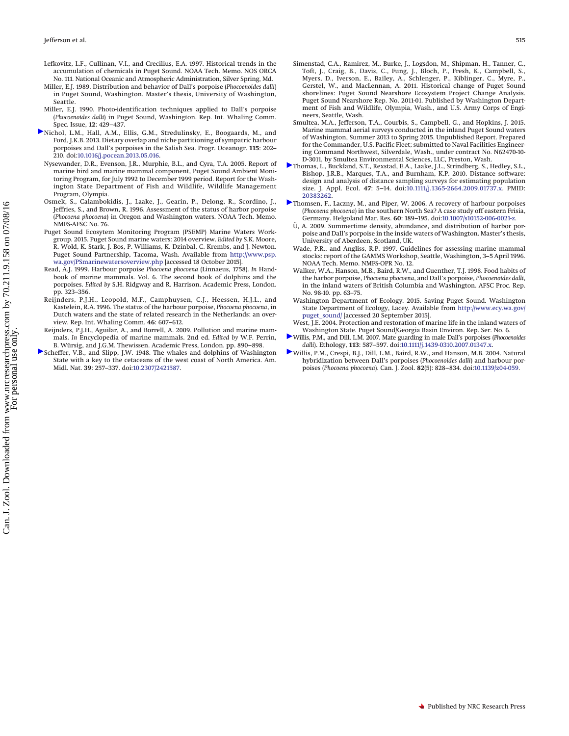Lefkovitz, L.F., Cullinan, V.I., and Crecilius, E.A. 1997. Historical trends in the accumulation of chemicals in Puget Sound. NOAA Tech. Memo. NOS ORCA No. 111. National Oceanic and Atmospheric Administration, Silver Spring, Md.

Miller, E.J. 1989. Distribution and behavior of Dall's porpoise (*Phocoenoides dalli*) in Puget Sound, Washington. Master's thesis, University of Washington, Seattle.

Miller, E.J. 1990. Photo-identification techniques applied to Dall's porpoise (*Phocoenoides dalli*) in Puget Sound, Washington. Rep. Int. Whaling Comm. Spec. Issue, **12**: 429–437.

Nichol, L.M., Hall, A.M., Ellis, G.M., Stredulinsky, E., Boogaards, M., and Ford, J.K.B. 2013. Dietary overlap and niche partitioning of sympatric harbour porpoises and Dall's porpoises in the Salish Sea. Progr. Oceanogr. **115**: 202–210. doi:10.1016/j.pocean.2013.05.016.

Nysewander, D.R., Evenson, J.R., Murphie, B.L., and Cyra, T.A. 2005. Report of marine bird and marine mammal component, Puget Sound Ambient Monitoring Program, for July 1992 to December 1999 period. Report for the Washington State Department of Fish and Wildlife, Wildlife Management Program, Olympia.

Osmek, S., Calambokidis, J., Laake, J., Gearin, P., Delong, R., Scordino, J., Jeffries, S., and Brown, R. 1996. Assessment of the status of harbor porpoise (*Phocoena phocoena*) in Oregon and Washington waters. NOAA Tech. Memo. NMFS-AFSC No. 76.

Puget Sound Ecosytem Monitoring Program (PSEMP) Marine Waters Workgroup. 2015. Puget Sound marine waters: 2014 overview. *Edited by* S.K. Moore, R. Wold, K. Stark, J. Bos, P. Williams, K. Dzinbal, C. Krembs, and J. Newton. Puget Sound Partnership, Tacoma, Wash. Available from http://www.psp.wa.gov/PSmarinewatersoverview.php [accessed 18 October 2015].

Read, A.J. 1999. Harbour porpoise *Phocoena phocoena* (Linnaeus, 1758). *In* Handbook of marine mammals. Vol. 6. The second book of dolphins and the porpoises. *Edited by* S.H. Ridgway and R. Harrison. Academic Press, London. pp. 323–356.

Reijnders, P.J.H., Leopold, M.F., Camphuysen, C.J., Heessen, H.J.L., and Kastelein, R.A. 1996. The status of the harbour porpoise, *Phocoena phocoena*, in Dutch waters and the state of related research in the Netherlands: an overview. Rep. Int. Whaling Comm. **46**: 607–612.

Reijnders, P.J.H., Aguilar, A., and Borrell, A. 2009. Pollution and marine mammals. *In* Encyclopedia of marine mammals. 2nd ed. *Edited by* W.F. Perrin, B. Würsig, and J.G.M. Thewissen. Academic Press, London. pp. 890–898.

Scheffer, V.B., and Slipp, J.W. 1948. The whales and dolphins of Washington State with a key to the cetaceans of the west coast of North America. Am. Midl. Nat. **39**: 257–337. doi:10.2307/2421587.

Simenstad, C.A., Ramirez, M., Burke, J., Logsdon, M., Shipman, H., Tanner, C., Toft, J., Craig, B., Davis, C., Fung, J., Bloch, P., Fresh, K., Campbell, S., Myers, D., Iverson, E., Bailey, A., Schlenger, P., Kiblinger, C., Myre, P., Gerstel, W., and MacLennan, A. 2011. Historical change of Puget Sound shorelines: Puget Sound Nearshore Ecosystem Project Change Analysis. Puget Sound Nearshore Rep. No. 2011-01. Published by Washington Department of Fish and Wildlife, Olympia, Wash., and U.S. Army Corps of Engineers, Seattle, Wash.

Smultea, M.A., Jefferson, T.A., Courbis, S., Campbell, G., and Hopkins, J. 2015. Marine mammal aerial surveys conducted in the inland Puget Sound waters of Washington, Summer 2013 to Spring 2015. Unpublished Report. Prepared for the Commander, U.S. Pacific Fleet; submitted to Naval Facilities Engineering Command Northwest, Silverdale, Wash., under contract No. N62470-10-D-3011, by Smultea Environmental Sciences, LLC, Preston, Wash.

Thomas, L., Buckland, S.T., Rexstad, E.A., Laake, J.L., Strindberg, S., Hedley, S.L., Bishop, J.R.B., Marques, T.A., and Burnham, K.P. 2010. Distance software: design and analysis of distance sampling surveys for estimating population size. J. Appl. Ecol. **47**: 5–14. doi:10.1111/j.1365-2664.2009.01737.x. PMID: 20383262.

Thomsen, F., Laczny, M., and Piper, W. 2006. A recovery of harbour porpoises (*Phocoena phocoena*) in the southern North Sea? A case study off eastern Frisia, Germany. Helgoland Mar. Res. **60**: 189–195. doi:10.1007/s10152-006-0021-z.

Ü, A. 2009. Summertime density, abundance, and distribution of harbour porpoise and Dall's porpoise in the inside waters of Washington. Master's thesis, University of Aberdeen, Scotland, UK.

Wade, P.R., and Angliss, R.P. 1997. Guidelines for assessing marine mammal stocks: report of the GAMMS Workshop, Seattle, Washington, 3–5 April 1996. NOAA Tech. Memo. NMFS-OPR No. 12.

Walker, W.A., Hanson, M.B., Baird, R.W., and Guenther, T.J. 1998. Food habits of the harbor porpoise, *Phocoena phocoena*, and Dall's porpoise, *Phocoenoides dalli*, in the inland waters of British Columbia and Washington. AFSC Proc. Rep. No. 98-10. pp. 63–75.

Washington Department of Ecology. 2015. Saving Puget Sound. Washington State Department of Ecology, Lacey. Available from http://www.ecy.wa.gov/puget_sound/ [accessed 20 September 2015].

West, J.E. 2004. Protection and restoration of marine life in the inland waters of Washington State. Puget Sound/Georgia Basin Environ. Rep. Ser. No. 6.

Willis, P.M., and Dill, L.M. 2007. Mate guarding in male Dall's porpoises (*Phocoenoides dalli*). Ethology, **113**: 587–597. doi:10.1111/j.1439-0310.2007.01347.x.

Willis, P.M., Crespi, B.J., Dill, L.M., Baird, R.W., and Hanson, M.B. 2004. Natural hybridization between Dall's porpoises (*Phocoenoides dalli*) and harbour porpoises (*Phocoena phocoena*). Can. J. Zool. **82**(5): 828–834. doi:10.1139/z04-059.